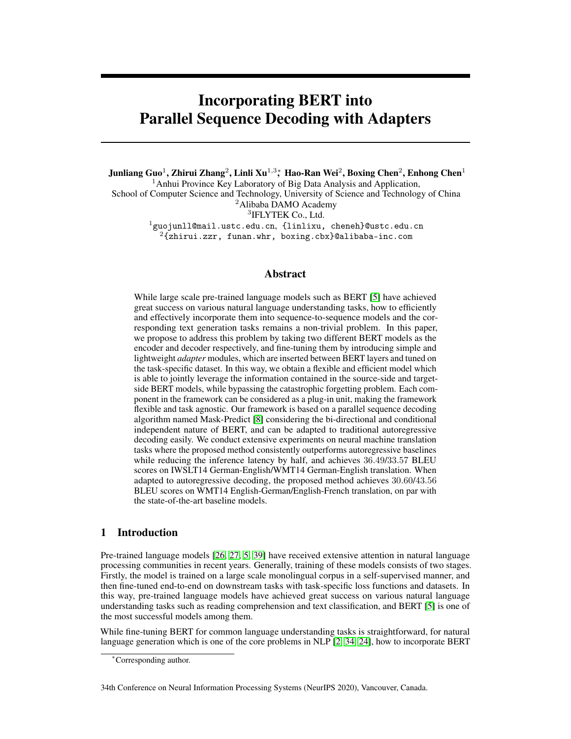# Incorporating BERT into Parallel Sequence Decoding with Adapters

**Junliang Guo**[1], **Zhirui Zhang**[2], **Linli Xu**[1,3,*], **Hao-Ran Wei**[2], **Boxing Chen**[2], **Enhong Chen**[1]

[1]Anhui Province Key Laboratory of Big Data Analysis and Application, School of Computer Science and Technology, University of Science and Technology of China

[2]Alibaba DAMO Academy

[3]IFLYTEK Co., Ltd.

[1]guojunll@mail.ustc.edu.cn, {linlixu, cheneh}@ustc.edu.cn

[2]{zhirui.zzr, funan.whr, boxing.cbx}@alibaba-inc.com

## Abstract

While large scale pre-trained language models such as BERT [5] have achieved great success on various natural language understanding tasks, how to efficiently and effectively incorporate them into sequence-to-sequence models and the corresponding text generation tasks remains a non-trivial problem. In this paper, we propose to address this problem by taking two different BERT models as the encoder and decoder respectively, and fine-tuning them by introducing simple and lightweight *adapter* modules, which are inserted between BERT layers and tuned on the task-specific dataset. In this way, we obtain a flexible and efficient model which is able to jointly leverage the information contained in the source-side and target-side BERT models, while bypassing the catastrophic forgetting problem. Each component in the framework can be considered as a plug-in unit, making the framework flexible and task agnostic. Our framework is based on a parallel sequence decoding algorithm named Mask-Predict [8] considering the bi-directional and conditional independent nature of BERT, and can be adapted to traditional autoregressive decoding easily. We conduct extensive experiments on neural machine translation tasks where the proposed method consistently outperforms autoregressive baselines while reducing the inference latency by half, and achieves $36.49$/$33.57$ BLEU scores on IWSLT14 German-English/WMT14 German-English translation. When adapted to autoregressive decoding, the proposed method achieves $30.60$/$43.56$ BLEU scores on WMT14 English-German/English-French translation, on par with the state-of-the-art baseline models.

## 1 Introduction

Pre-trained language models [26, 27, 5, 39] have received extensive attention in natural language processing communities in recent years. Generally, training of these models consists of two stages. Firstly, the model is trained on a large scale monolingual corpus in a self-supervised manner, and then fine-tuned end-to-end on downstream tasks with task-specific loss functions and datasets. In this way, pre-trained language models have achieved great success on various natural language understanding tasks such as reading comprehension and text classification, and BERT [5] is one of the most successful models among them.

While fine-tuning BERT for common language understanding tasks is straightforward, for natural language generation which is one of the core problems in NLP [2, 34, 24], how to incorporate BERT

*Corresponding author.

34th Conference on Neural Information Processing Systems (NeurIPS 2020), Vancouver, Canada.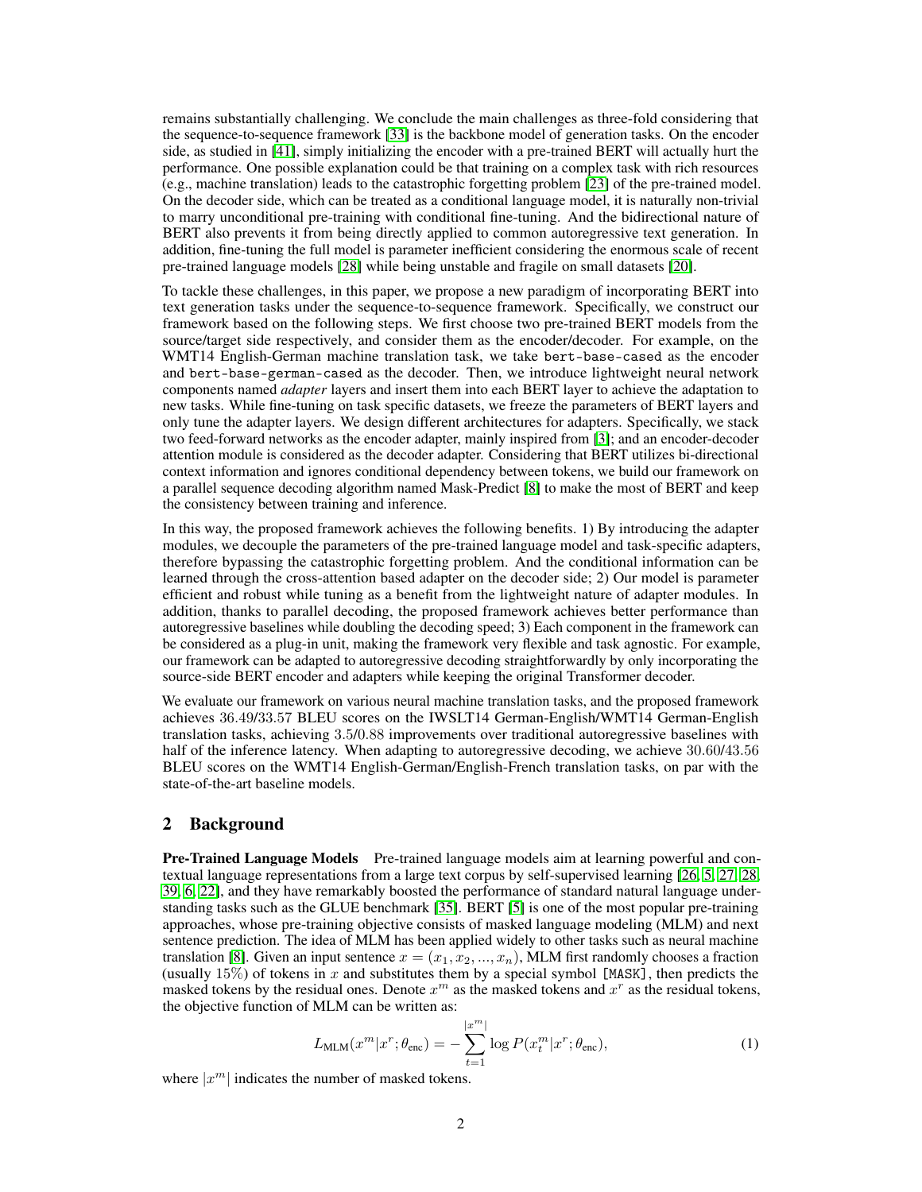remains substantially challenging. We conclude the main challenges as three-fold considering that the sequence-to-sequence framework [33] is the backbone model of generation tasks. On the encoder side, as studied in [41], simply initializing the encoder with a pre-trained BERT will actually hurt the performance. One possible explanation could be that training on a complex task with rich resources (e.g., machine translation) leads to the catastrophic forgetting problem [23] of the pre-trained model. On the decoder side, which can be treated as a conditional language model, it is naturally non-trivial to marry unconditional pre-training with conditional fine-tuning. And the bidirectional nature of BERT also prevents it from being directly applied to common autoregressive text generation. In addition, fine-tuning the full model is parameter inefficient considering the enormous scale of recent pre-trained language models [28] while being unstable and fragile on small datasets [20].

To tackle these challenges, in this paper, we propose a new paradigm of incorporating BERT into text generation tasks under the sequence-to-sequence framework. Specifically, we construct our framework based on the following steps. We first choose two pre-trained BERT models from the source/target side respectively, and consider them as the encoder/decoder. For example, on the WMT14 English-German machine translation task, we take `bert-base-cased` as the encoder and `bert-base-german-cased` as the decoder. Then, we introduce lightweight neural network components named *adapter* layers and insert them into each BERT layer to achieve the adaptation to new tasks. While fine-tuning on task specific datasets, we freeze the parameters of BERT layers and only tune the adapter layers. We design different architectures for adapters. Specifically, we stack two feed-forward networks as the encoder adapter, mainly inspired from [3]; and an encoder-decoder attention module is considered as the decoder adapter. Considering that BERT utilizes bi-directional context information and ignores conditional dependency between tokens, we build our framework on a parallel sequence decoding algorithm named Mask-Predict [8] to make the most of BERT and keep the consistency between training and inference.

In this way, the proposed framework achieves the following benefits. 1) By introducing the adapter modules, we decouple the parameters of the pre-trained language model and task-specific adapters, therefore bypassing the catastrophic forgetting problem. And the conditional information can be learned through the cross-attention based adapter on the decoder side; 2) Our model is parameter efficient and robust while tuning as a benefit from the lightweight nature of adapter modules. In addition, thanks to parallel decoding, the proposed framework achieves better performance than autoregressive baselines while doubling the decoding speed; 3) Each component in the framework can be considered as a plug-in unit, making the framework very flexible and task agnostic. For example, our framework can be adapted to autoregressive decoding straightforwardly by only incorporating the source-side BERT encoder and adapters while keeping the original Transformer decoder.

We evaluate our framework on various neural machine translation tasks, and the proposed framework achieves 36.49/33.57 BLEU scores on the IWSLT14 German-English/WMT14 German-English translation tasks, achieving 3.5/0.88 improvements over traditional autoregressive baselines with half of the inference latency. When adapting to autoregressive decoding, we achieve 30.60/43.56 BLEU scores on the WMT14 English-German/English-French translation tasks, on par with the state-of-the-art baseline models.

## 2 Background

**Pre-Trained Language Models** Pre-trained language models aim at learning powerful and contextual language representations from a large text corpus by self-supervised learning [26, 5, 27, 28, 39, 6, 22], and they have remarkably boosted the performance of standard natural language understanding tasks such as the GLUE benchmark [35]. BERT [5] is one of the most popular pre-training approaches, whose pre-training objective consists of masked language modeling (MLM) and next sentence prediction. The idea of MLM has been applied widely to other tasks such as neural machine translation [8]. Given an input sentence $x = (x_1, x_2, ..., x_n)$, MLM first randomly chooses a fraction (usually 15%) of tokens in $x$ and substitutes them by a special symbol `[MASK]`, then predicts the masked tokens by the residual ones. Denote $x^m$ as the masked tokens and $x^r$ as the residual tokens, the objective function of MLM can be written as:

$$L_{\text{MLM}}(x^m|x^r;\theta_{\text{enc}}) = -\sum_{t=1}^{|x^m|} \log P(x_t^m|x^r;\theta_{\text{enc}}), \tag{1}$$

where $|x^m|$ indicates the number of masked tokens.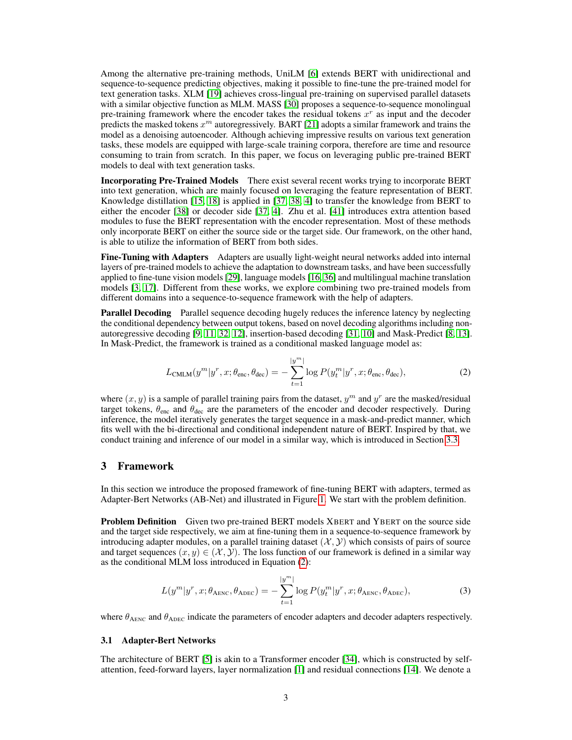Among the alternative pre-training methods, UniLM [6] extends BERT with unidirectional and sequence-to-sequence predicting objectives, making it possible to fine-tune the pre-trained model for text generation tasks. XLM [19] achieves cross-lingual pre-training on supervised parallel datasets with a similar objective function as MLM. MASS [30] proposes a sequence-to-sequence monolingual pre-training framework where the encoder takes the residual tokens $x^r$ as input and the decoder predicts the masked tokens $x^m$ autoregressively. BART [21] adopts a similar framework and trains the model as a denoising autoencoder. Although achieving impressive results on various text generation tasks, these models are equipped with large-scale training corpora, therefore are time and resource consuming to train from scratch. In this paper, we focus on leveraging public pre-trained BERT models to deal with text generation tasks.

**Incorporating Pre-Trained Models** There exist several recent works trying to incorporate BERT into text generation, which are mainly focused on leveraging the feature representation of BERT. Knowledge distillation [15, 18] is applied in [37, 38, 4] to transfer the knowledge from BERT to either the encoder [38] or decoder side [37, 4]. Zhu et al. [41] introduces extra attention based modules to fuse the BERT representation with the encoder representation. Most of these methods only incorporate BERT on either the source side or the target side. Our framework, on the other hand, is able to utilize the information of BERT from both sides.

**Fine-Tuning with Adapters** Adapters are usually light-weight neural networks added into internal layers of pre-trained models to achieve the adaptation to downstream tasks, and have been successfully applied to fine-tune vision models [29], language models [16, 36] and multilingual machine translation models [3, 17]. Different from these works, we explore combining two pre-trained models from different domains into a sequence-to-sequence framework with the help of adapters.

**Parallel Decoding** Parallel sequence decoding hugely reduces the inference latency by neglecting the conditional dependency between output tokens, based on novel decoding algorithms including non-autoregressive decoding [9, 11, 32, 12], insertion-based decoding [31, 10] and Mask-Predict [8, 13]. In Mask-Predict, the framework is trained as a conditional masked language model as:

$$L_{\text{CMLM}}(y^m|y^r, x; \theta_{\text{enc}}, \theta_{\text{dec}}) = -\sum_{t=1}^{|y^m|} \log P(y_t^m|y^r, x; \theta_{\text{enc}}, \theta_{\text{dec}}), \tag{2}$$

where $(x, y)$ is a sample of parallel training pairs from the dataset, $y^m$ and $y^r$ are the masked/residual target tokens, $\theta_{\text{enc}}$ and $\theta_{\text{dec}}$ are the parameters of the encoder and decoder respectively. During inference, the model iteratively generates the target sequence in a mask-and-predict manner, which fits well with the bi-directional and conditional independent nature of BERT. Inspired by that, we conduct training and inference of our model in a similar way, which is introduced in Section 3.3.

# 3 Framework

In this section we introduce the proposed framework of fine-tuning BERT with adapters, termed as Adapter-Bert Networks (AB-Net) and illustrated in Figure 1. We start with the problem definition.

**Problem Definition** Given two pre-trained BERT models XBERT and YBERT on the source side and the target side respectively, we aim at fine-tuning them in a sequence-to-sequence framework by introducing adapter modules, on a parallel training dataset $(\mathcal{X}, \mathcal{Y})$ which consists of pairs of source and target sequences $(x, y) \in (\mathcal{X}, \mathcal{Y})$. The loss function of our framework is defined in a similar way as the conditional MLM loss introduced in Equation (2):

$$L(y^m|y^r, x; \theta_{\text{AENC}}, \theta_{\text{ADEC}}) = -\sum_{t=1}^{|y^m|} \log P(y_t^m|y^r, x; \theta_{\text{AENC}}, \theta_{\text{ADEC}}), \tag{3}$$

where $\theta_{\text{AENC}}$ and $\theta_{\text{ADEC}}$ indicate the parameters of encoder adapters and decoder adapters respectively.

## 3.1 Adapter-Bert Networks

The architecture of BERT [5] is akin to a Transformer encoder [34], which is constructed by self-attention, feed-forward layers, layer normalization [1] and residual connections [14]. We denote a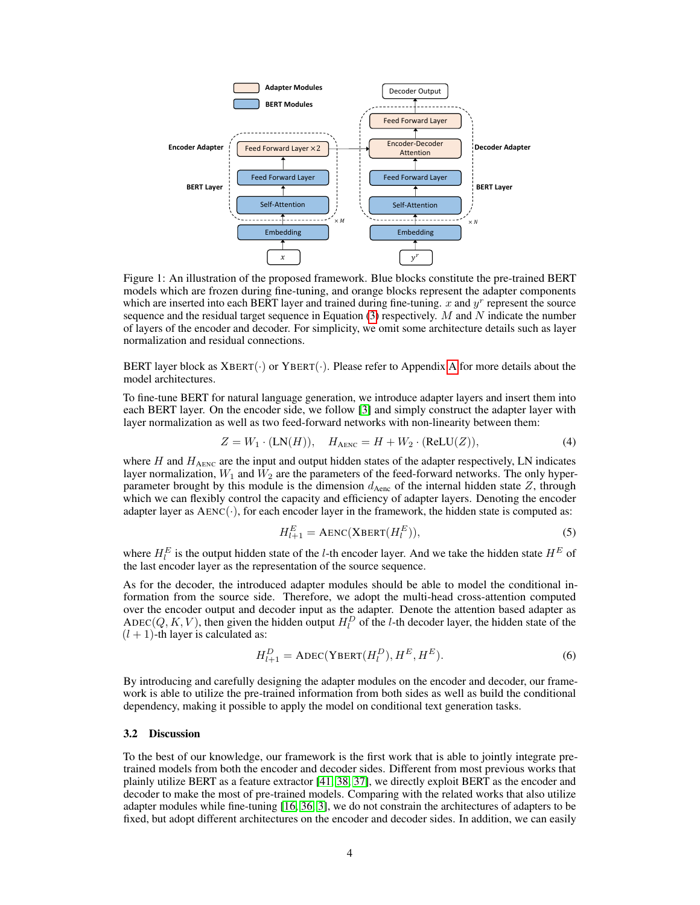Figure 1: An illustration of the proposed framework. Blue blocks constitute the pre-trained BERT models which are frozen during fine-tuning, and orange blocks represent the adapter components which are inserted into each BERT layer and trained during fine-tuning. $x$ and $y^r$ represent the source sequence and the residual target sequence in Equation (3) respectively. $M$ and $N$ indicate the number of layers of the encoder and decoder. For simplicity, we omit some architecture details such as layer normalization and residual connections.

BERT layer block as $\text{XBERT}(\cdot)$ or $\text{YBERT}(\cdot)$. Please refer to Appendix A for more details about the model architectures.

To fine-tune BERT for natural language generation, we introduce adapter layers and insert them into each BERT layer. On the encoder side, we follow [3] and simply construct the adapter layer with layer normalization as well as two feed-forward networks with non-linearity between them:

$$Z = W_1 \cdot (\text{LN}(H)), \quad H_{\text{AENC}} = H + W_2 \cdot (\text{ReLU}(Z)), \tag{4}$$

where $H$ and $H_{\text{AENC}}$ are the input and output hidden states of the adapter respectively, LN indicates layer normalization, $W_1$ and $W_2$ are the parameters of the feed-forward networks. The only hyper-parameter brought by this module is the dimension $d_{\text{Aenc}}$ of the internal hidden state $Z$, through which we can flexibly control the capacity and efficiency of adapter layers. Denoting the encoder adapter layer as $\text{AENC}(\cdot)$, for each encoder layer in the framework, the hidden state is computed as:

$$H^E_{l+1} = \text{AENC}(\text{XBERT}(H^E_l)), \tag{5}$$

where $H^E_l$ is the output hidden state of the $l$-th encoder layer. And we take the hidden state $H^E$ of the last encoder layer as the representation of the source sequence.

As for the decoder, the introduced adapter modules should be able to model the conditional information from the source side. Therefore, we adopt the multi-head cross-attention computed over the encoder output and decoder input as the adapter. Denote the attention based adapter as $\text{ADEC}(Q, K, V)$, then given the hidden output $H^D_l$ of the $l$-th decoder layer, the hidden state of the $(l+1)$-th layer is calculated as:

$$H^D_{l+1} = \text{ADEC}(\text{YBERT}(H^D_l), H^E, H^E). \tag{6}$$

By introducing and carefully designing the adapter modules on the encoder and decoder, our framework is able to utilize the pre-trained information from both sides as well as build the conditional dependency, making it possible to apply the model on conditional text generation tasks.

### 3.2 Discussion

To the best of our knowledge, our framework is the first work that is able to jointly integrate pre-trained models from both the encoder and decoder sides. Different from most previous works that plainly utilize BERT as a feature extractor [41, 38, 37], we directly exploit BERT as the encoder and decoder to make the most of pre-trained models. Comparing with the related works that also utilize adapter modules while fine-tuning [16, 36, 3], we do not constrain the architectures of adapters to be fixed, but adopt different architectures on the encoder and decoder sides. In addition, we can easily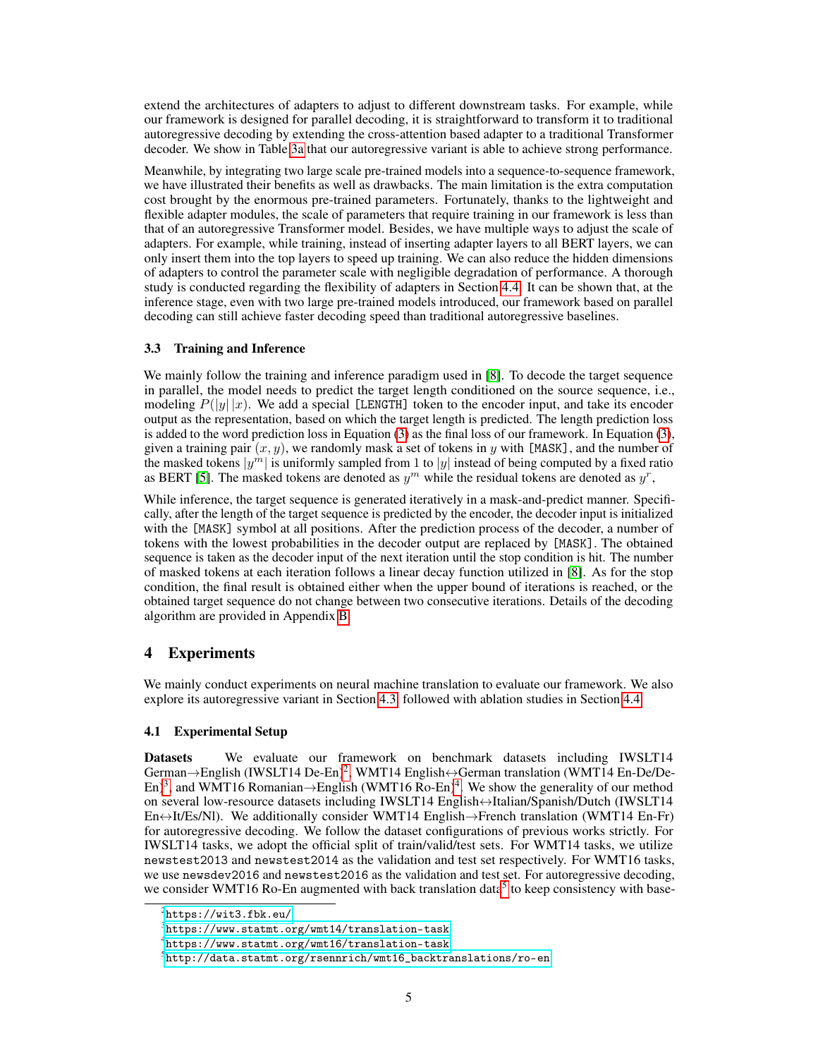extend the architectures of adapters to adjust to different downstream tasks. For example, while our framework is designed for parallel decoding, it is straightforward to transform it to traditional autoregressive decoding by extending the cross-attention based adapter to a traditional Transformer decoder. We show in Table 3a that our autoregressive variant is able to achieve strong performance.

Meanwhile, by integrating two large scale pre-trained models into a sequence-to-sequence framework, we have illustrated their benefits as well as drawbacks. The main limitation is the extra computation cost brought by the enormous pre-trained parameters. Fortunately, thanks to the lightweight and flexible adapter modules, the scale of parameters that require training in our framework is less than that of an autoregressive Transformer model. Besides, we have multiple ways to adjust the scale of adapters. For example, while training, instead of inserting adapter layers to all BERT layers, we can only insert them into the top layers to speed up training. We can also reduce the hidden dimensions of adapters to control the parameter scale with negligible degradation of performance. A thorough study is conducted regarding the flexibility of adapters in Section 4.4. It can be shown that, at the inference stage, even with two large pre-trained models introduced, our framework based on parallel decoding can still achieve faster decoding speed than traditional autoregressive baselines.

### 3.3 Training and Inference

We mainly follow the training and inference paradigm used in [8]. To decode the target sequence in parallel, the model needs to predict the target length conditioned on the source sequence, i.e., modeling $P(|y|\,|x)$. We add a special `[LENGTH]` token to the encoder input, and take its encoder output as the representation, based on which the target length is predicted. The length prediction loss is added to the word prediction loss in Equation (3) as the final loss of our framework. In Equation (3), given a training pair $(x, y)$, we randomly mask a set of tokens in $y$ with `[MASK]`, and the number of the masked tokens $|y^m|$ is uniformly sampled from 1 to $|y|$ instead of being computed by a fixed ratio as BERT [5]. The masked tokens are denoted as $y^m$ while the residual tokens are denoted as $y^r$,

While inference, the target sequence is generated iteratively in a mask-and-predict manner. Specifically, after the length of the target sequence is predicted by the encoder, the decoder input is initialized with the `[MASK]` symbol at all positions. After the prediction process of the decoder, a number of tokens with the lowest probabilities in the decoder output are replaced by `[MASK]`. The obtained sequence is taken as the decoder input of the next iteration until the stop condition is hit. The number of masked tokens at each iteration follows a linear decay function utilized in [8]. As for the stop condition, the final result is obtained either when the upper bound of iterations is reached, or the obtained target sequence do not change between two consecutive iterations. Details of the decoding algorithm are provided in Appendix B.

## 4 Experiments

We mainly conduct experiments on neural machine translation to evaluate our framework. We also explore its autoregressive variant in Section 4.3, followed with ablation studies in Section 4.4.

### 4.1 Experimental Setup

**Datasets** We evaluate our framework on benchmark datasets including IWSLT14 German→English (IWSLT14 De-En)[2], WMT14 English↔German translation (WMT14 En-De/De-En)[3], and WMT16 Romanian→English (WMT16 Ro-En)[4]. We show the generality of our method on several low-resource datasets including IWSLT14 English↔Italian/Spanish/Dutch (IWSLT14 En↔It/Es/Nl). We additionally consider WMT14 English→French translation (WMT14 En-Fr) for autoregressive decoding. We follow the dataset configurations of previous works strictly. For IWSLT14 tasks, we adopt the official split of train/valid/test sets. For WMT14 tasks, we utilize `newstest2013` and `newstest2014` as the validation and test set respectively. For WMT16 tasks, we use `newsdev2016` and `newstest2016` as the validation and test set. For autoregressive decoding, we consider WMT16 Ro-En augmented with back translation data[5] to keep consistency with base-

[2] https://wit3.fbk.eu/

[3] https://www.statmt.org/wmt14/translation-task

[4] https://www.statmt.org/wmt16/translation-task

[5] http://data.statmt.org/rsennrich/wmt16_backtranslations/ro-en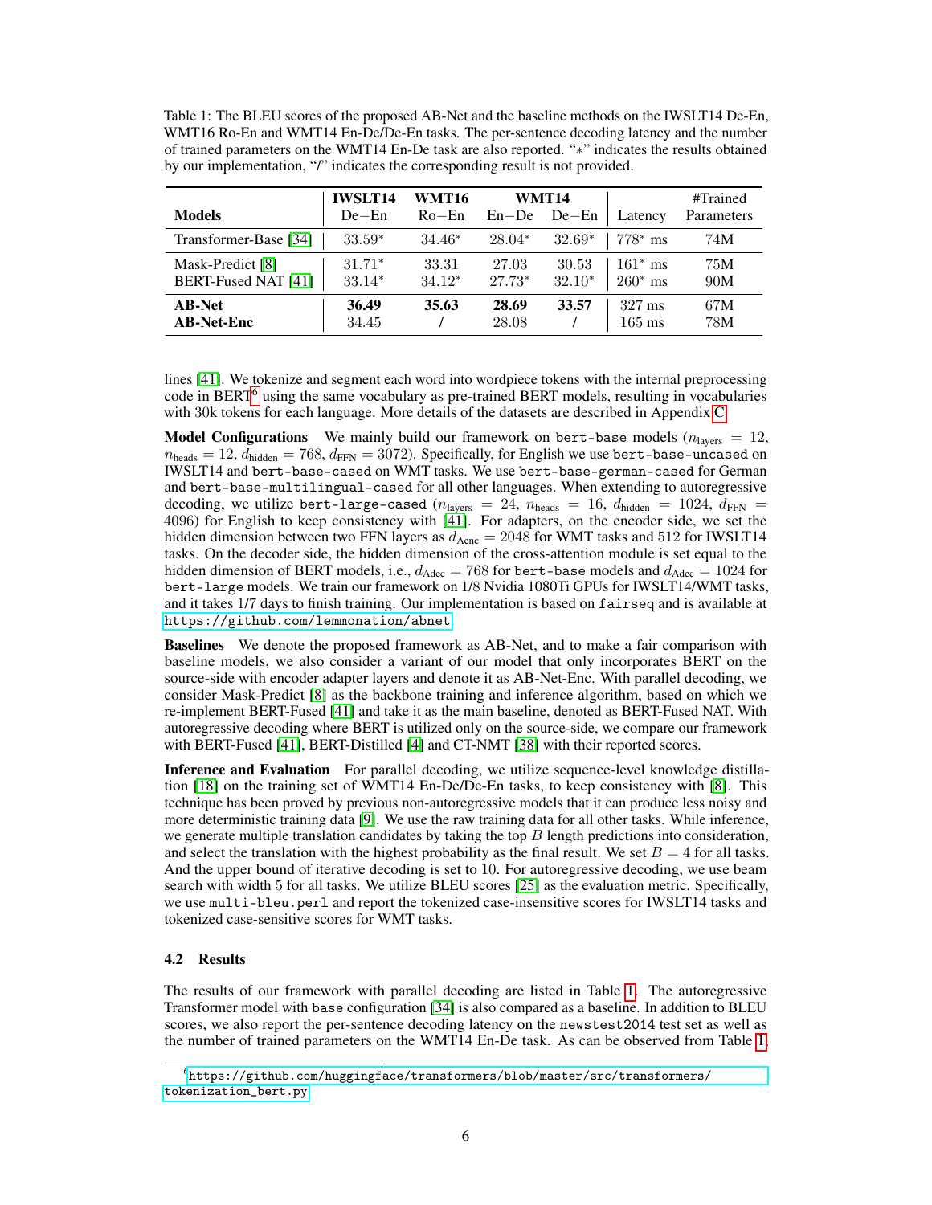Table 1: The BLEU scores of the proposed AB-Net and the baseline methods on the IWSLT14 De-En, WMT16 Ro-En and WMT14 En-De/De-En tasks. The per-sentence decoding latency and the number of trained parameters on the WMT14 En-De task are also reported. "$*$" indicates the results obtained by our implementation, "/" indicates the corresponding result is not provided.

| Models | IWSLT14 De−En | WMT16 Ro−En | WMT14 En−De | WMT14 De−En | Latency | #Trained Parameters |
|---|---|---|---|---|---|---|
| Transformer-Base [34] | 33.59* | 34.46* | 28.04* | 32.69* | 778* ms | 74M |
| Mask-Predict [8] | 31.71* | 33.31 | 27.03 | 30.53 | 161* ms | 75M |
| BERT-Fused NAT [41] | 33.14* | 34.12* | 27.73* | 32.10* | 260* ms | 90M |
| **AB-Net** | **36.49** | **35.63** | **28.69** | **33.57** | 327 ms | 67M |
| **AB-Net-Enc** | 34.45 | / | 28.08 | / | 165 ms | 78M |

lines [41]. We tokenize and segment each word into wordpiece tokens with the internal preprocessing code in BERT[6] using the same vocabulary as pre-trained BERT models, resulting in vocabularies with 30k tokens for each language. More details of the datasets are described in Appendix C.

**Model Configurations** We mainly build our framework on `bert-base` models ($n_{\text{layers}} = 12$, $n_{\text{heads}} = 12$, $d_{\text{hidden}} = 768$, $d_{\text{FFN}} = 3072$). Specifically, for English we use `bert-base-uncased` on IWSLT14 and `bert-base-cased` on WMT tasks. We use `bert-base-german-cased` for German and `bert-base-multilingual-cased` for all other languages. When extending to autoregressive decoding, we utilize `bert-large-cased` ($n_{\text{layers}} = 24$, $n_{\text{heads}} = 16$, $d_{\text{hidden}} = 1024$, $d_{\text{FFN}} = 4096$) for English to keep consistency with [41]. For adapters, on the encoder side, we set the hidden dimension between two FFN layers as $d_{\text{Aenc}} = 2048$ for WMT tasks and 512 for IWSLT14 tasks. On the decoder side, the hidden dimension of the cross-attention module is set equal to the hidden dimension of BERT models, i.e., $d_{\text{Adec}} = 768$ for `bert-base` models and $d_{\text{Adec}} = 1024$ for `bert-large` models. We train our framework on 1/8 Nvidia 1080Ti GPUs for IWSLT14/WMT tasks, and it takes 1/7 days to finish training. Our implementation is based on `fairseq` and is available at https://github.com/lemmonation/abnet.

**Baselines** We denote the proposed framework as AB-Net, and to make a fair comparison with baseline models, we also consider a variant of our model that only incorporates BERT on the source-side with encoder adapter layers and denote it as AB-Net-Enc. With parallel decoding, we consider Mask-Predict [8] as the backbone training and inference algorithm, based on which we re-implement BERT-Fused [41] and take it as the main baseline, denoted as BERT-Fused NAT. With autoregressive decoding where BERT is utilized only on the source-side, we compare our framework with BERT-Fused [41], BERT-Distilled [4] and CT-NMT [38] with their reported scores.

**Inference and Evaluation** For parallel decoding, we utilize sequence-level knowledge distillation [18] on the training set of WMT14 En-De/De-En tasks, to keep consistency with [8]. This technique has been proved by previous non-autoregressive models that it can produce less noisy and more deterministic training data [9]. We use the raw training data for all other tasks. While inference, we generate multiple translation candidates by taking the top $B$ length predictions into consideration, and select the translation with the highest probability as the final result. We set $B = 4$ for all tasks. And the upper bound of iterative decoding is set to 10. For autoregressive decoding, we use beam search with width 5 for all tasks. We utilize BLEU scores [25] as the evaluation metric. Specifically, we use `multi-bleu.perl` and report the tokenized case-insensitive scores for IWSLT14 tasks and tokenized case-sensitive scores for WMT tasks.

### 4.2 Results

The results of our framework with parallel decoding are listed in Table 1. The autoregressive Transformer model with `base` configuration [34] is also compared as a baseline. In addition to BLEU scores, we also report the per-sentence decoding latency on the `newstest2014` test set as well as the number of trained parameters on the WMT14 En-De task. As can be observed from Table 1,

[6] https://github.com/huggingface/transformers/blob/master/src/transformers/tokenization_bert.py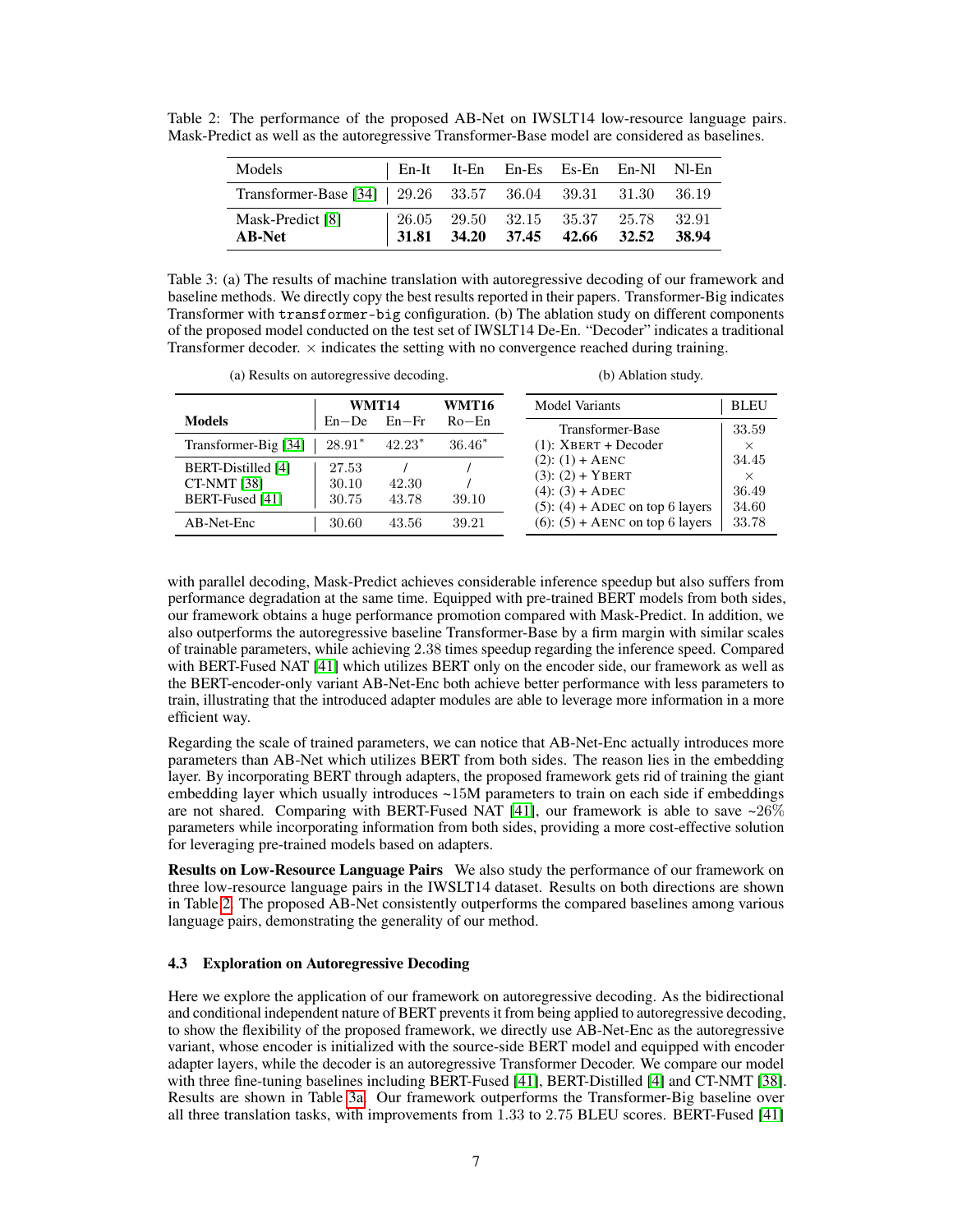Table 2: The performance of the proposed AB-Net on IWSLT14 low-resource language pairs. Mask-Predict as well as the autoregressive Transformer-Base model are considered as baselines.

| Models | En-It | It-En | En-Es | Es-En | En-Nl | Nl-En |
|---|---|---|---|---|---|---|
| Transformer-Base [34] | 29.26 | 33.57 | 36.04 | 39.31 | 31.30 | 36.19 |
| Mask-Predict [8] | 26.05 | 29.50 | 32.15 | 35.37 | 25.78 | 32.91 |
| **AB-Net** | **31.81** | **34.20** | **37.45** | **42.66** | **32.52** | **38.94** |

Table 3: (a) The results of machine translation with autoregressive decoding of our framework and baseline methods. We directly copy the best results reported in their papers. Transformer-Big indicates Transformer with `transformer-big` configuration. (b) The ablation study on different components of the proposed model conducted on the test set of IWSLT14 De-En. "Decoder" indicates a traditional Transformer decoder. × indicates the setting with no convergence reached during training.

(a) Results on autoregressive decoding.

| Models | WMT14 En−De | WMT14 En−Fr | WMT16 Ro−En |
|---|---|---|---|
| Transformer-Big [34] | 28.91* | 42.23* | 36.46* |
| BERT-Distilled [4] | 27.53 | / | / |
| CT-NMT [38] | 30.10 | 42.30 | / |
| BERT-Fused [41] | 30.75 | 43.78 | 39.10 |
| AB-Net-Enc | 30.60 | 43.56 | 39.21 |

(b) Ablation study.

| Model Variants | BLEU |
|---|---|
| Transformer-Base | 33.59 |
| (1): XBERT + Decoder | × |
| (2): (1) + AENC | 34.45 |
| (3): (2) + YBERT | × |
| (4): (3) + ADEC | 36.49 |
| (5): (4) + ADEC on top 6 layers | 34.60 |
| (6): (5) + AENC on top 6 layers | 33.78 |

with parallel decoding, Mask-Predict achieves considerable inference speedup but also suffers from performance degradation at the same time. Equipped with pre-trained BERT models from both sides, our framework obtains a huge performance promotion compared with Mask-Predict. In addition, we also outperforms the autoregressive baseline Transformer-Base by a firm margin with similar scales of trainable parameters, while achieving 2.38 times speedup regarding the inference speed. Compared with BERT-Fused NAT [41] which utilizes BERT only on the encoder side, our framework as well as the BERT-encoder-only variant AB-Net-Enc both achieve better performance with less parameters to train, illustrating that the introduced adapter modules are able to leverage more information in a more efficient way.

Regarding the scale of trained parameters, we can notice that AB-Net-Enc actually introduces more parameters than AB-Net which utilizes BERT from both sides. The reason lies in the embedding layer. By incorporating BERT through adapters, the proposed framework gets rid of training the giant embedding layer which usually introduces ~15M parameters to train on each side if embeddings are not shared. Comparing with BERT-Fused NAT [41], our framework is able to save ~26% parameters while incorporating information from both sides, providing a more cost-effective solution for leveraging pre-trained models based on adapters.

**Results on Low-Resource Language Pairs** We also study the performance of our framework on three low-resource language pairs in the IWSLT14 dataset. Results on both directions are shown in Table 2. The proposed AB-Net consistently outperforms the compared baselines among various language pairs, demonstrating the generality of our method.

### 4.3 Exploration on Autoregressive Decoding

Here we explore the application of our framework on autoregressive decoding. As the bidirectional and conditional independent nature of BERT prevents it from being applied to autoregressive decoding, to show the flexibility of the proposed framework, we directly use AB-Net-Enc as the autoregressive variant, whose encoder is initialized with the source-side BERT model and equipped with encoder adapter layers, while the decoder is an autoregressive Transformer Decoder. We compare our model with three fine-tuning baselines including BERT-Fused [41], BERT-Distilled [4] and CT-NMT [38]. Results are shown in Table 3a. Our framework outperforms the Transformer-Big baseline over all three translation tasks, with improvements from 1.33 to 2.75 BLEU scores. BERT-Fused [41]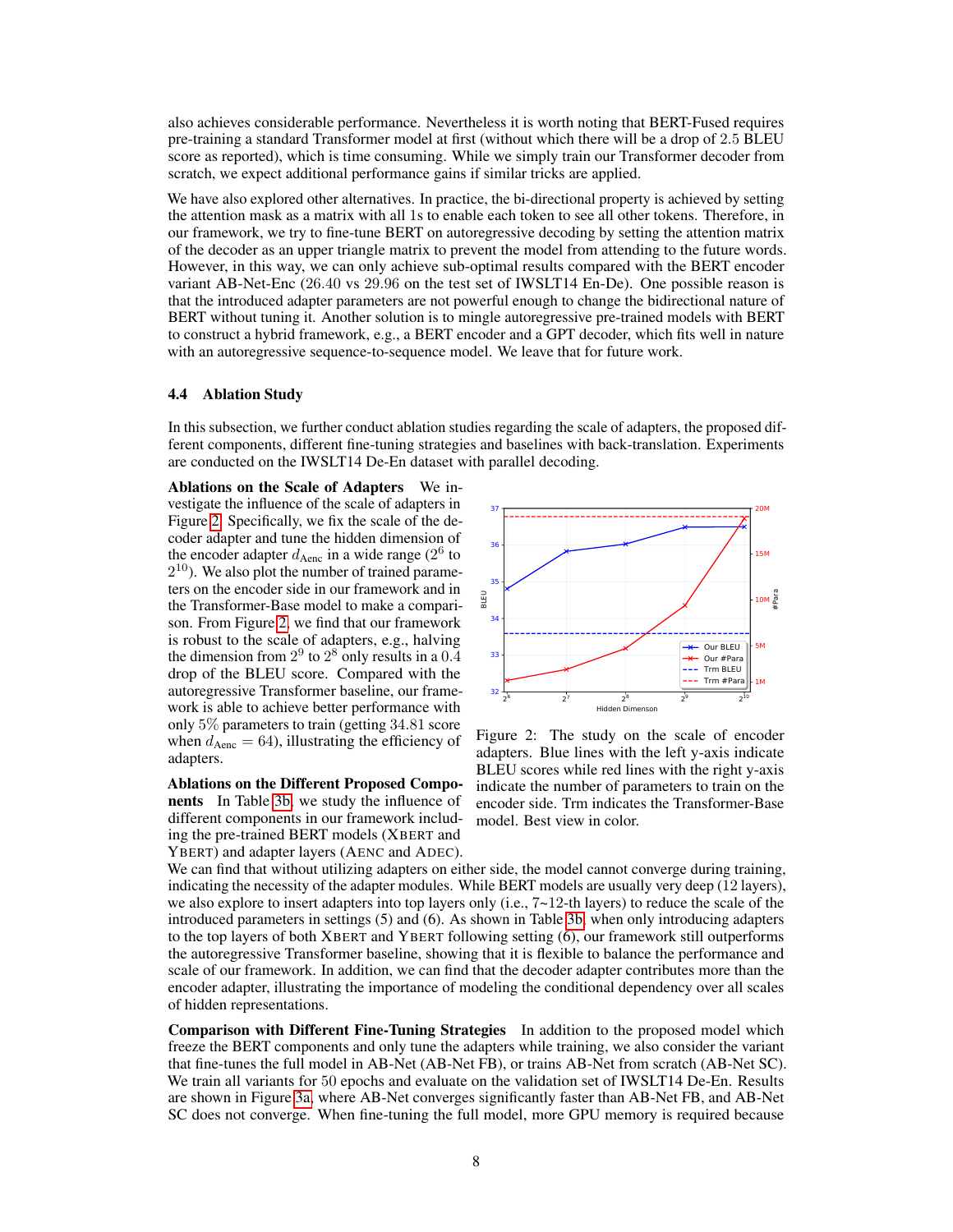also achieves considerable performance. Nevertheless it is worth noting that BERT-Fused requires pre-training a standard Transformer model at first (without which there will be a drop of 2.5 BLEU score as reported), which is time consuming. While we simply train our Transformer decoder from scratch, we expect additional performance gains if similar tricks are applied.

We have also explored other alternatives. In practice, the bi-directional property is achieved by setting the attention mask as a matrix with all 1s to enable each token to see all other tokens. Therefore, in our framework, we try to fine-tune BERT on autoregressive decoding by setting the attention matrix of the decoder as an upper triangle matrix to prevent the model from attending to the future words. However, in this way, we can only achieve sub-optimal results compared with the BERT encoder variant AB-Net-Enc (26.40 vs 29.96 on the test set of IWSLT14 En-De). One possible reason is that the introduced adapter parameters are not powerful enough to change the bidirectional nature of BERT without tuning it. Another solution is to mingle autoregressive pre-trained models with BERT to construct a hybrid framework, e.g., a BERT encoder and a GPT decoder, which fits well in nature with an autoregressive sequence-to-sequence model. We leave that for future work.

### 4.4 Ablation Study

In this subsection, we further conduct ablation studies regarding the scale of adapters, the proposed different components, different fine-tuning strategies and baselines with back-translation. Experiments are conducted on the IWSLT14 De-En dataset with parallel decoding.

**Ablations on the Scale of Adapters** We investigate the influence of the scale of adapters in Figure 2. Specifically, we fix the scale of the decoder adapter and tune the hidden dimension of the encoder adapter $d_{\text{Aenc}}$ in a wide range ($2^6$ to $2^{10}$). We also plot the number of trained parameters on the encoder side in our framework and in the Transformer-Base model to make a comparison. From Figure 2, we find that our framework is robust to the scale of adapters, e.g., halving the dimension from $2^9$ to $2^8$ only results in a $0.4$ drop of the BLEU score. Compared with the autoregressive Transformer baseline, our framework is able to achieve better performance with only $5\%$ parameters to train (getting 34.81 score when $d_{\text{Aenc}} = 64$), illustrating the efficiency of adapters.

Figure 2: The study on the scale of encoder adapters. Blue lines with the left y-axis indicate BLEU scores while red lines with the right y-axis indicate the number of parameters to train on the encoder side. Trm indicates the Transformer-Base model. Best view in color.

**Ablations on the Different Proposed Components** In Table 3b, we study the influence of different components in our framework including the pre-trained BERT models (XBERT and YBERT) and adapter layers (AENC and ADEC). We can find that without utilizing adapters on either side, the model cannot converge during training, indicating the necessity of the adapter modules. While BERT models are usually very deep (12 layers), we also explore to insert adapters into top layers only (i.e., 7~12-th layers) to reduce the scale of the introduced parameters in settings (5) and (6). As shown in Table 3b, when only introducing adapters to the top layers of both XBERT and YBERT following setting (6), our framework still outperforms the autoregressive Transformer baseline, showing that it is flexible to balance the performance and scale of our framework. In addition, we can find that the decoder adapter contributes more than the encoder adapter, illustrating the importance of modeling the conditional dependency over all scales of hidden representations.

**Comparison with Different Fine-Tuning Strategies** In addition to the proposed model which freeze the BERT components and only tune the adapters while training, we also consider the variant that fine-tunes the full model in AB-Net (AB-Net FB), or trains AB-Net from scratch (AB-Net SC). We train all variants for 50 epochs and evaluate on the validation set of IWSLT14 De-En. Results are shown in Figure 3a, where AB-Net converges significantly faster than AB-Net FB, and AB-Net SC does not converge. When fine-tuning the full model, more GPU memory is required because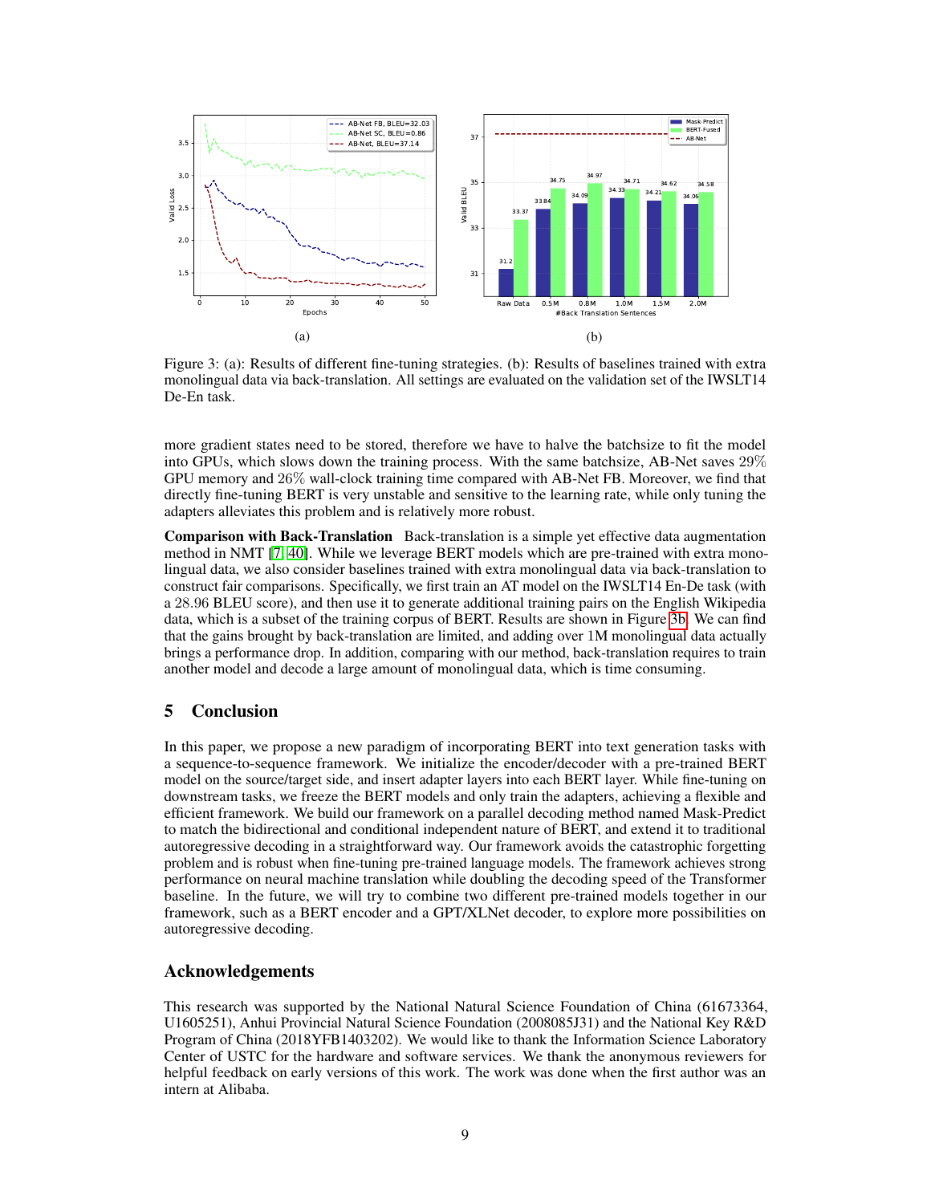Figure 3: (a): Results of different fine-tuning strategies. (b): Results of baselines trained with extra monolingual data via back-translation. All settings are evaluated on the validation set of the IWSLT14 De-En task.

more gradient states need to be stored, therefore we have to halve the batchsize to fit the model into GPUs, which slows down the training process. With the same batchsize, AB-Net saves 29% GPU memory and 26% wall-clock training time compared with AB-Net FB. Moreover, we find that directly fine-tuning BERT is very unstable and sensitive to the learning rate, while only tuning the adapters alleviates this problem and is relatively more robust.

**Comparison with Back-Translation** Back-translation is a simple yet effective data augmentation method in NMT [7, 40]. While we leverage BERT models which are pre-trained with extra monolingual data, we also consider baselines trained with extra monolingual data via back-translation to construct fair comparisons. Specifically, we first train an AT model on the IWSLT14 En-De task (with a 28.96 BLEU score), and then use it to generate additional training pairs on the English Wikipedia data, which is a subset of the training corpus of BERT. Results are shown in Figure 3b. We can find that the gains brought by back-translation are limited, and adding over 1M monolingual data actually brings a performance drop. In addition, comparing with our method, back-translation requires to train another model and decode a large amount of monolingual data, which is time consuming.

## 5 Conclusion

In this paper, we propose a new paradigm of incorporating BERT into text generation tasks with a sequence-to-sequence framework. We initialize the encoder/decoder with a pre-trained BERT model on the source/target side, and insert adapter layers into each BERT layer. While fine-tuning on downstream tasks, we freeze the BERT models and only train the adapters, achieving a flexible and efficient framework. We build our framework on a parallel decoding method named Mask-Predict to match the bidirectional and conditional independent nature of BERT, and extend it to traditional autoregressive decoding in a straightforward way. Our framework avoids the catastrophic forgetting problem and is robust when fine-tuning pre-trained language models. The framework achieves strong performance on neural machine translation while doubling the decoding speed of the Transformer baseline. In the future, we will try to combine two different pre-trained models together in our framework, such as a BERT encoder and a GPT/XLNet decoder, to explore more possibilities on autoregressive decoding.

## Acknowledgements

This research was supported by the National Natural Science Foundation of China (61673364, U1605251), Anhui Provincial Natural Science Foundation (2008085J31) and the National Key R&D Program of China (2018YFB1403202). We would like to thank the Information Science Laboratory Center of USTC for the hardware and software services. We thank the anonymous reviewers for helpful feedback on early versions of this work. The work was done when the first author was an intern at Alibaba.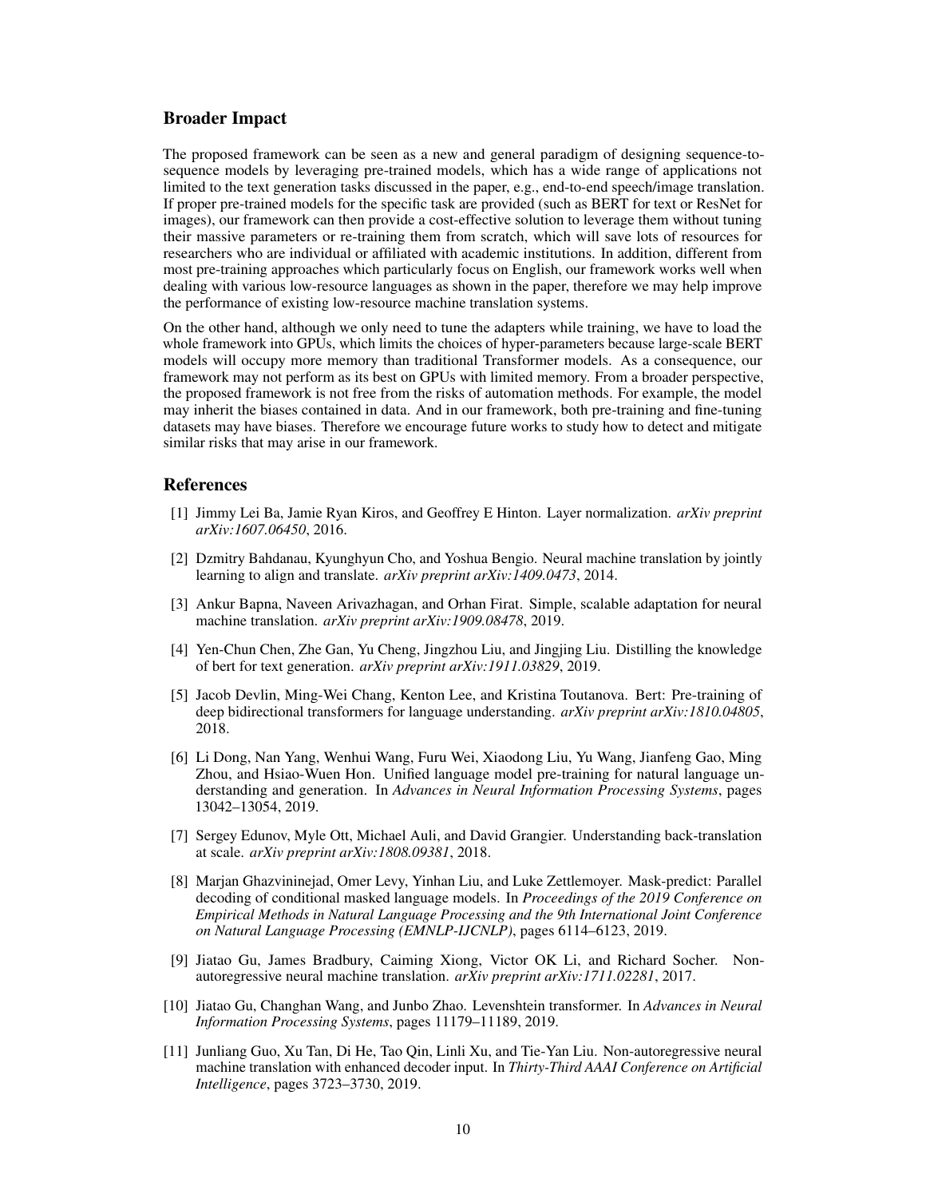## Broader Impact

The proposed framework can be seen as a new and general paradigm of designing sequence-to-sequence models by leveraging pre-trained models, which has a wide range of applications not limited to the text generation tasks discussed in the paper, e.g., end-to-end speech/image translation. If proper pre-trained models for the specific task are provided (such as BERT for text or ResNet for images), our framework can then provide a cost-effective solution to leverage them without tuning their massive parameters or re-training them from scratch, which will save lots of resources for researchers who are individual or affiliated with academic institutions. In addition, different from most pre-training approaches which particularly focus on English, our framework works well when dealing with various low-resource languages as shown in the paper, therefore we may help improve the performance of existing low-resource machine translation systems.

On the other hand, although we only need to tune the adapters while training, we have to load the whole framework into GPUs, which limits the choices of hyper-parameters because large-scale BERT models will occupy more memory than traditional Transformer models. As a consequence, our framework may not perform as its best on GPUs with limited memory. From a broader perspective, the proposed framework is not free from the risks of automation methods. For example, the model may inherit the biases contained in data. And in our framework, both pre-training and fine-tuning datasets may have biases. Therefore we encourage future works to study how to detect and mitigate similar risks that may arise in our framework.

## References

[1] Jimmy Lei Ba, Jamie Ryan Kiros, and Geoffrey E Hinton. Layer normalization. *arXiv preprint arXiv:1607.06450*, 2016.

[2] Dzmitry Bahdanau, Kyunghyun Cho, and Yoshua Bengio. Neural machine translation by jointly learning to align and translate. *arXiv preprint arXiv:1409.0473*, 2014.

[3] Ankur Bapna, Naveen Arivazhagan, and Orhan Firat. Simple, scalable adaptation for neural machine translation. *arXiv preprint arXiv:1909.08478*, 2019.

[4] Yen-Chun Chen, Zhe Gan, Yu Cheng, Jingzhou Liu, and Jingjing Liu. Distilling the knowledge of bert for text generation. *arXiv preprint arXiv:1911.03829*, 2019.

[5] Jacob Devlin, Ming-Wei Chang, Kenton Lee, and Kristina Toutanova. Bert: Pre-training of deep bidirectional transformers for language understanding. *arXiv preprint arXiv:1810.04805*, 2018.

[6] Li Dong, Nan Yang, Wenhui Wang, Furu Wei, Xiaodong Liu, Yu Wang, Jianfeng Gao, Ming Zhou, and Hsiao-Wuen Hon. Unified language model pre-training for natural language understanding and generation. In *Advances in Neural Information Processing Systems*, pages 13042–13054, 2019.

[7] Sergey Edunov, Myle Ott, Michael Auli, and David Grangier. Understanding back-translation at scale. *arXiv preprint arXiv:1808.09381*, 2018.

[8] Marjan Ghazvininejad, Omer Levy, Yinhan Liu, and Luke Zettlemoyer. Mask-predict: Parallel decoding of conditional masked language models. In *Proceedings of the 2019 Conference on Empirical Methods in Natural Language Processing and the 9th International Joint Conference on Natural Language Processing (EMNLP-IJCNLP)*, pages 6114–6123, 2019.

[9] Jiatao Gu, James Bradbury, Caiming Xiong, Victor OK Li, and Richard Socher. Non-autoregressive neural machine translation. *arXiv preprint arXiv:1711.02281*, 2017.

[10] Jiatao Gu, Changhan Wang, and Junbo Zhao. Levenshtein transformer. In *Advances in Neural Information Processing Systems*, pages 11179–11189, 2019.

[11] Junliang Guo, Xu Tan, Di He, Tao Qin, Linli Xu, and Tie-Yan Liu. Non-autoregressive neural machine translation with enhanced decoder input. In *Thirty-Third AAAI Conference on Artificial Intelligence*, pages 3723–3730, 2019.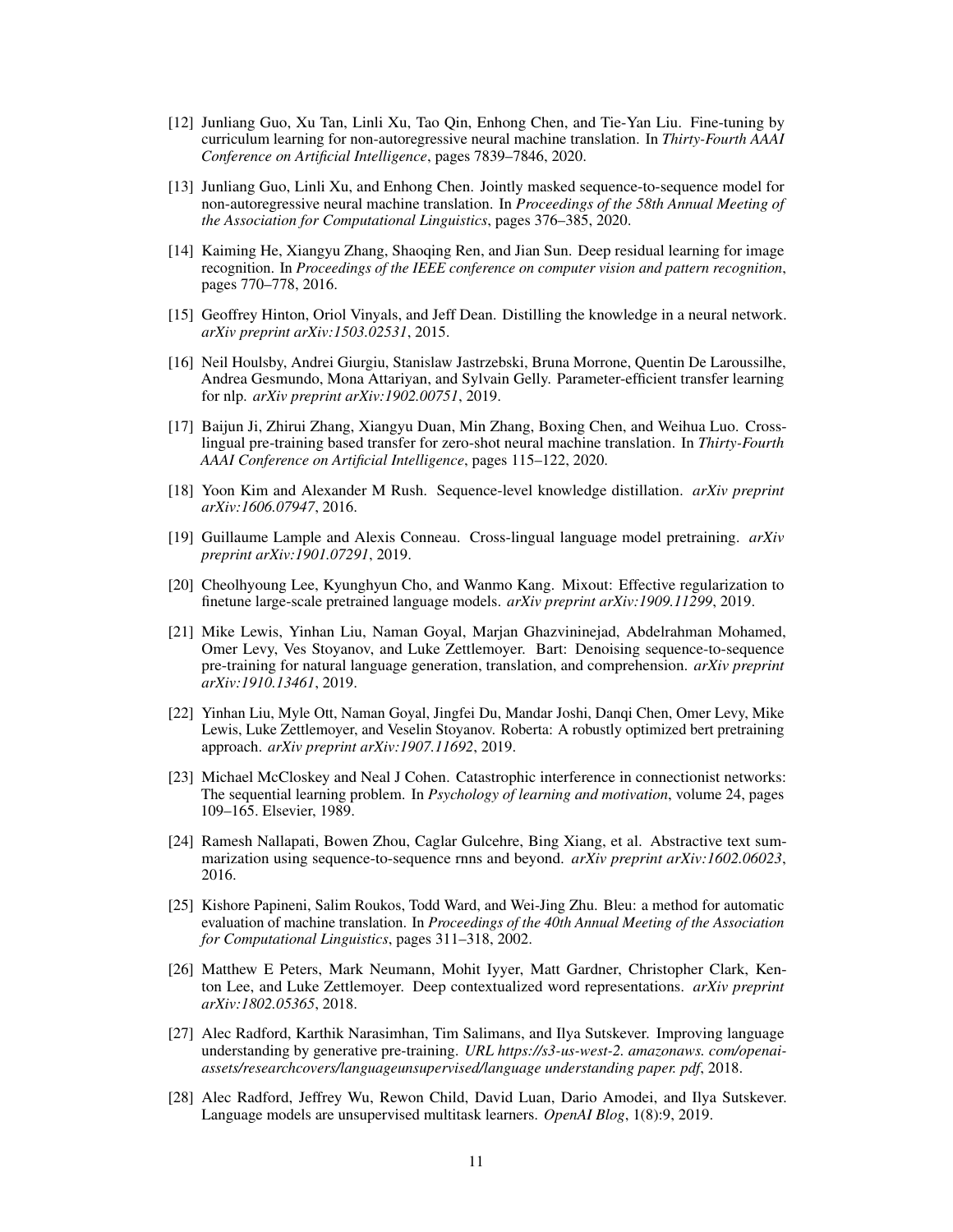[12] Junliang Guo, Xu Tan, Linli Xu, Tao Qin, Enhong Chen, and Tie-Yan Liu. Fine-tuning by curriculum learning for non-autoregressive neural machine translation. In *Thirty-Fourth AAAI Conference on Artificial Intelligence*, pages 7839–7846, 2020.

[13] Junliang Guo, Linli Xu, and Enhong Chen. Jointly masked sequence-to-sequence model for non-autoregressive neural machine translation. In *Proceedings of the 58th Annual Meeting of the Association for Computational Linguistics*, pages 376–385, 2020.

[14] Kaiming He, Xiangyu Zhang, Shaoqing Ren, and Jian Sun. Deep residual learning for image recognition. In *Proceedings of the IEEE conference on computer vision and pattern recognition*, pages 770–778, 2016.

[15] Geoffrey Hinton, Oriol Vinyals, and Jeff Dean. Distilling the knowledge in a neural network. *arXiv preprint arXiv:1503.02531*, 2015.

[16] Neil Houlsby, Andrei Giurgiu, Stanislaw Jastrzebski, Bruna Morrone, Quentin De Laroussilhe, Andrea Gesmundo, Mona Attariyan, and Sylvain Gelly. Parameter-efficient transfer learning for nlp. *arXiv preprint arXiv:1902.00751*, 2019.

[17] Baijun Ji, Zhirui Zhang, Xiangyu Duan, Min Zhang, Boxing Chen, and Weihua Luo. Cross-lingual pre-training based transfer for zero-shot neural machine translation. In *Thirty-Fourth AAAI Conference on Artificial Intelligence*, pages 115–122, 2020.

[18] Yoon Kim and Alexander M Rush. Sequence-level knowledge distillation. *arXiv preprint arXiv:1606.07947*, 2016.

[19] Guillaume Lample and Alexis Conneau. Cross-lingual language model pretraining. *arXiv preprint arXiv:1901.07291*, 2019.

[20] Cheolhyoung Lee, Kyunghyun Cho, and Wanmo Kang. Mixout: Effective regularization to finetune large-scale pretrained language models. *arXiv preprint arXiv:1909.11299*, 2019.

[21] Mike Lewis, Yinhan Liu, Naman Goyal, Marjan Ghazvininejad, Abdelrahman Mohamed, Omer Levy, Ves Stoyanov, and Luke Zettlemoyer. Bart: Denoising sequence-to-sequence pre-training for natural language generation, translation, and comprehension. *arXiv preprint arXiv:1910.13461*, 2019.

[22] Yinhan Liu, Myle Ott, Naman Goyal, Jingfei Du, Mandar Joshi, Danqi Chen, Omer Levy, Mike Lewis, Luke Zettlemoyer, and Veselin Stoyanov. Roberta: A robustly optimized bert pretraining approach. *arXiv preprint arXiv:1907.11692*, 2019.

[23] Michael McCloskey and Neal J Cohen. Catastrophic interference in connectionist networks: The sequential learning problem. In *Psychology of learning and motivation*, volume 24, pages 109–165. Elsevier, 1989.

[24] Ramesh Nallapati, Bowen Zhou, Caglar Gulcehre, Bing Xiang, et al. Abstractive text summarization using sequence-to-sequence rnns and beyond. *arXiv preprint arXiv:1602.06023*, 2016.

[25] Kishore Papineni, Salim Roukos, Todd Ward, and Wei-Jing Zhu. Bleu: a method for automatic evaluation of machine translation. In *Proceedings of the 40th Annual Meeting of the Association for Computational Linguistics*, pages 311–318, 2002.

[26] Matthew E Peters, Mark Neumann, Mohit Iyyer, Matt Gardner, Christopher Clark, Kenton Lee, and Luke Zettlemoyer. Deep contextualized word representations. *arXiv preprint arXiv:1802.05365*, 2018.

[27] Alec Radford, Karthik Narasimhan, Tim Salimans, and Ilya Sutskever. Improving language understanding by generative pre-training. *URL https://s3-us-west-2. amazonaws. com/openai-assets/researchcovers/languageunsupervised/language understanding paper. pdf*, 2018.

[28] Alec Radford, Jeffrey Wu, Rewon Child, David Luan, Dario Amodei, and Ilya Sutskever. Language models are unsupervised multitask learners. *OpenAI Blog*, 1(8):9, 2019.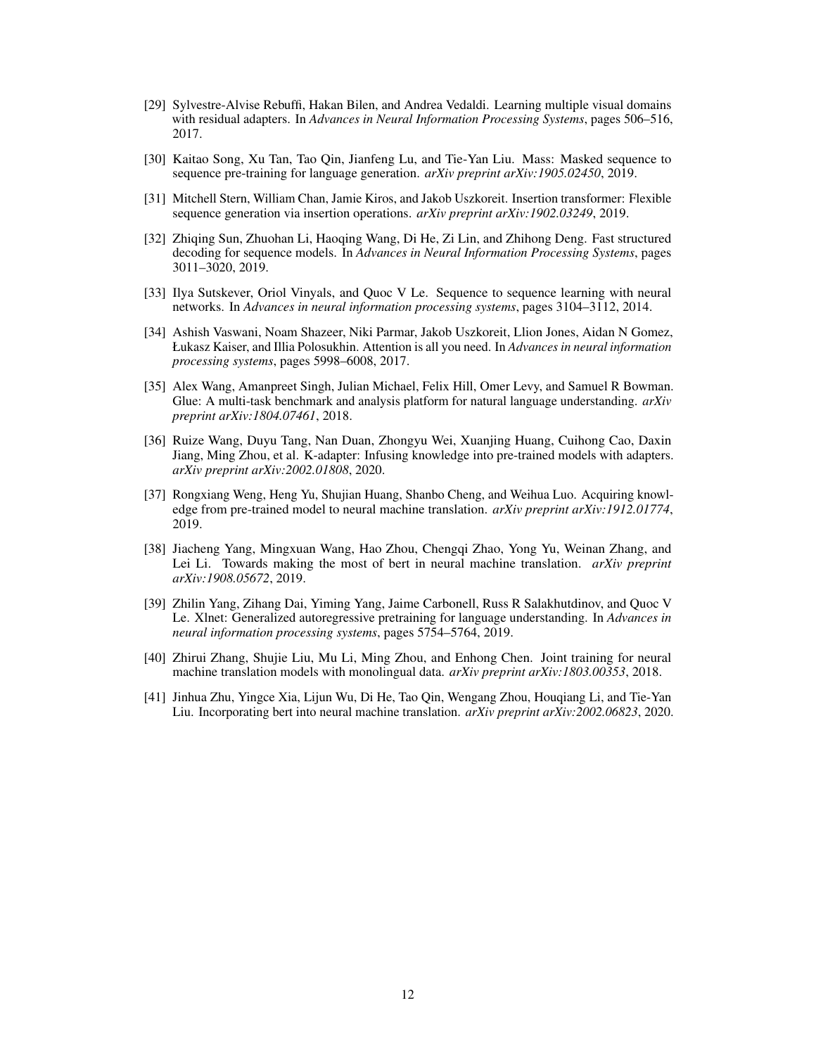[29] Sylvestre-Alvise Rebuffi, Hakan Bilen, and Andrea Vedaldi. Learning multiple visual domains with residual adapters. In *Advances in Neural Information Processing Systems*, pages 506–516, 2017.

[30] Kaitao Song, Xu Tan, Tao Qin, Jianfeng Lu, and Tie-Yan Liu. Mass: Masked sequence to sequence pre-training for language generation. *arXiv preprint arXiv:1905.02450*, 2019.

[31] Mitchell Stern, William Chan, Jamie Kiros, and Jakob Uszkoreit. Insertion transformer: Flexible sequence generation via insertion operations. *arXiv preprint arXiv:1902.03249*, 2019.

[32] Zhiqing Sun, Zhuohan Li, Haoqing Wang, Di He, Zi Lin, and Zhihong Deng. Fast structured decoding for sequence models. In *Advances in Neural Information Processing Systems*, pages 3011–3020, 2019.

[33] Ilya Sutskever, Oriol Vinyals, and Quoc V Le. Sequence to sequence learning with neural networks. In *Advances in neural information processing systems*, pages 3104–3112, 2014.

[34] Ashish Vaswani, Noam Shazeer, Niki Parmar, Jakob Uszkoreit, Llion Jones, Aidan N Gomez, Łukasz Kaiser, and Illia Polosukhin. Attention is all you need. In *Advances in neural information processing systems*, pages 5998–6008, 2017.

[35] Alex Wang, Amanpreet Singh, Julian Michael, Felix Hill, Omer Levy, and Samuel R Bowman. Glue: A multi-task benchmark and analysis platform for natural language understanding. *arXiv preprint arXiv:1804.07461*, 2018.

[36] Ruize Wang, Duyu Tang, Nan Duan, Zhongyu Wei, Xuanjing Huang, Cuihong Cao, Daxin Jiang, Ming Zhou, et al. K-adapter: Infusing knowledge into pre-trained models with adapters. *arXiv preprint arXiv:2002.01808*, 2020.

[37] Rongxiang Weng, Heng Yu, Shujian Huang, Shanbo Cheng, and Weihua Luo. Acquiring knowledge from pre-trained model to neural machine translation. *arXiv preprint arXiv:1912.01774*, 2019.

[38] Jiacheng Yang, Mingxuan Wang, Hao Zhou, Chengqi Zhao, Yong Yu, Weinan Zhang, and Lei Li. Towards making the most of bert in neural machine translation. *arXiv preprint arXiv:1908.05672*, 2019.

[39] Zhilin Yang, Zihang Dai, Yiming Yang, Jaime Carbonell, Russ R Salakhutdinov, and Quoc V Le. Xlnet: Generalized autoregressive pretraining for language understanding. In *Advances in neural information processing systems*, pages 5754–5764, 2019.

[40] Zhirui Zhang, Shujie Liu, Mu Li, Ming Zhou, and Enhong Chen. Joint training for neural machine translation models with monolingual data. *arXiv preprint arXiv:1803.00353*, 2018.

[41] Jinhua Zhu, Yingce Xia, Lijun Wu, Di He, Tao Qin, Wengang Zhou, Houqiang Li, and Tie-Yan Liu. Incorporating bert into neural machine translation. *arXiv preprint arXiv:2002.06823*, 2020.